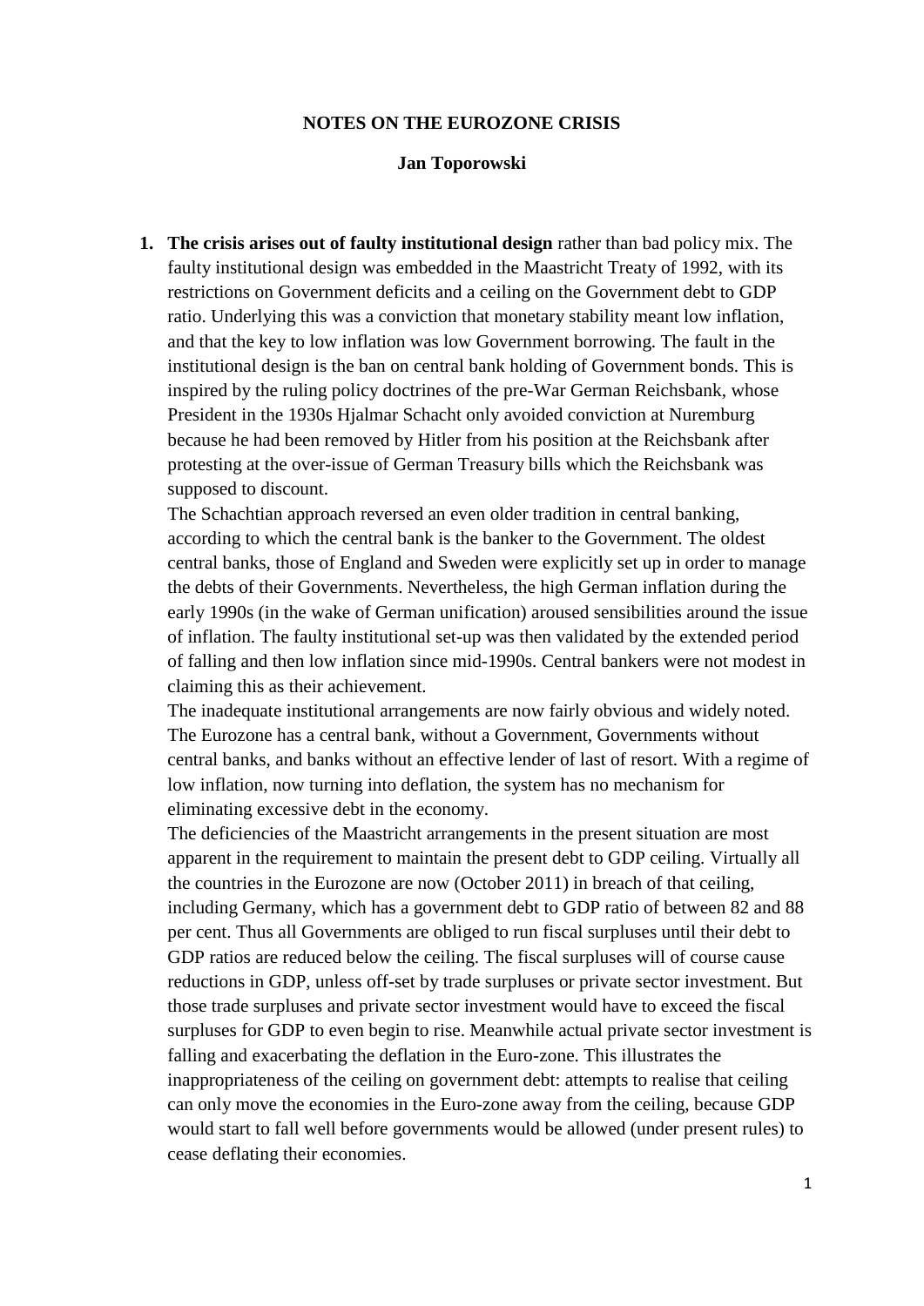# NOTES ON THE EUROZONE CRISIS

**Jan Toporowski**

1. **The crisis arises out of faulty institutional design** rather than bad policy mix. The faulty institutional design was embedded in the Maastricht Treaty of 1992, with its restrictions on Government deficits and a ceiling on the Government debt to GDP ratio. Underlying this was a conviction that monetary stability meant low inflation, and that the key to low inflation was low Government borrowing. The fault in the institutional design is the ban on central bank holding of Government bonds. This is inspired by the ruling policy doctrines of the pre-War German Reichsbank, whose President in the 1930s Hjalmar Schacht only avoided conviction at Nuremburg because he had been removed by Hitler from his position at the Reichsbank after protesting at the over-issue of German Treasury bills which the Reichsbank was supposed to discount.

   The Schachtian approach reversed an even older tradition in central banking, according to which the central bank is the banker to the Government. The oldest central banks, those of England and Sweden were explicitly set up in order to manage the debts of their Governments. Nevertheless, the high German inflation during the early 1990s (in the wake of German unification) aroused sensibilities around the issue of inflation. The faulty institutional set-up was then validated by the extended period of falling and then low inflation since mid-1990s. Central bankers were not modest in claiming this as their achievement.

   The inadequate institutional arrangements are now fairly obvious and widely noted. The Eurozone has a central bank, without a Government, Governments without central banks, and banks without an effective lender of last of resort. With a regime of low inflation, now turning into deflation, the system has no mechanism for eliminating excessive debt in the economy.

   The deficiencies of the Maastricht arrangements in the present situation are most apparent in the requirement to maintain the present debt to GDP ceiling. Virtually all the countries in the Eurozone are now (October 2011) in breach of that ceiling, including Germany, which has a government debt to GDP ratio of between 82 and 88 per cent. Thus all Governments are obliged to run fiscal surpluses until their debt to GDP ratios are reduced below the ceiling. The fiscal surpluses will of course cause reductions in GDP, unless off-set by trade surpluses or private sector investment. But those trade surpluses and private sector investment would have to exceed the fiscal surpluses for GDP to even begin to rise. Meanwhile actual private sector investment is falling and exacerbating the deflation in the Euro-zone. This illustrates the inappropriateness of the ceiling on government debt: attempts to realise that ceiling can only move the economies in the Euro-zone away from the ceiling, because GDP would start to fall well before governments would be allowed (under present rules) to cease deflating their economies.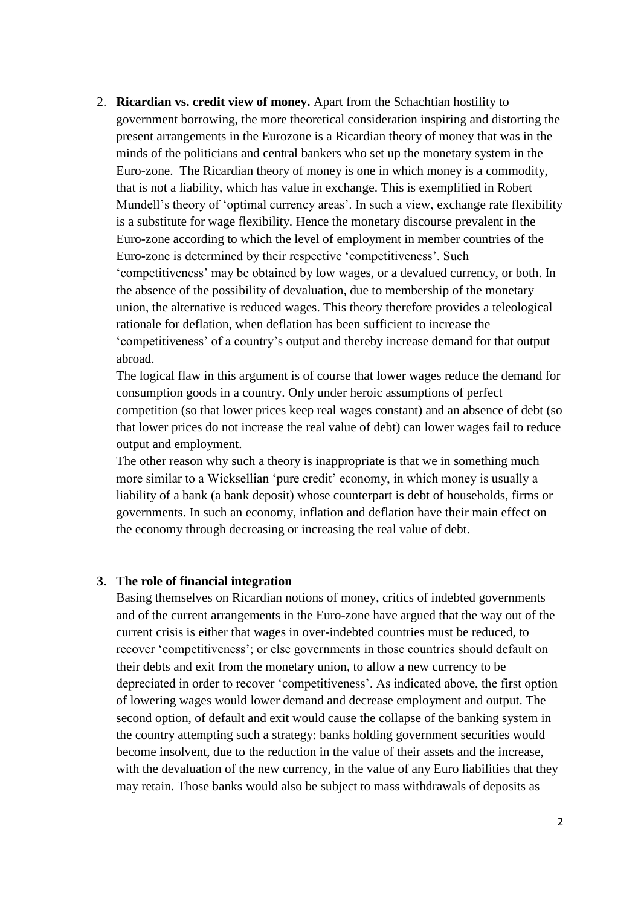2. **Ricardian vs. credit view of money.** Apart from the Schachtian hostility to government borrowing, the more theoretical consideration inspiring and distorting the present arrangements in the Eurozone is a Ricardian theory of money that was in the minds of the politicians and central bankers who set up the monetary system in the Euro-zone. The Ricardian theory of money is one in which money is a commodity, that is not a liability, which has value in exchange. This is exemplified in Robert Mundell's theory of 'optimal currency areas'. In such a view, exchange rate flexibility is a substitute for wage flexibility. Hence the monetary discourse prevalent in the Euro-zone according to which the level of employment in member countries of the Euro-zone is determined by their respective 'competitiveness'. Such 'competitiveness' may be obtained by low wages, or a devalued currency, or both. In the absence of the possibility of devaluation, due to membership of the monetary union, the alternative is reduced wages. This theory therefore provides a teleological rationale for deflation, when deflation has been sufficient to increase the 'competitiveness' of a country's output and thereby increase demand for that output abroad.

   The logical flaw in this argument is of course that lower wages reduce the demand for consumption goods in a country. Only under heroic assumptions of perfect competition (so that lower prices keep real wages constant) and an absence of debt (so that lower prices do not increase the real value of debt) can lower wages fail to reduce output and employment.

   The other reason why such a theory is inappropriate is that we in something much more similar to a Wicksellian 'pure credit' economy, in which money is usually a liability of a bank (a bank deposit) whose counterpart is debt of households, firms or governments. In such an economy, inflation and deflation have their main effect on the economy through decreasing or increasing the real value of debt.

3. **The role of financial integration**

   Basing themselves on Ricardian notions of money, critics of indebted governments and of the current arrangements in the Euro-zone have argued that the way out of the current crisis is either that wages in over-indebted countries must be reduced, to recover 'competitiveness'; or else governments in those countries should default on their debts and exit from the monetary union, to allow a new currency to be depreciated in order to recover 'competitiveness'. As indicated above, the first option of lowering wages would lower demand and decrease employment and output. The second option, of default and exit would cause the collapse of the banking system in the country attempting such a strategy: banks holding government securities would become insolvent, due to the reduction in the value of their assets and the increase, with the devaluation of the new currency, in the value of any Euro liabilities that they may retain. Those banks would also be subject to mass withdrawals of deposits as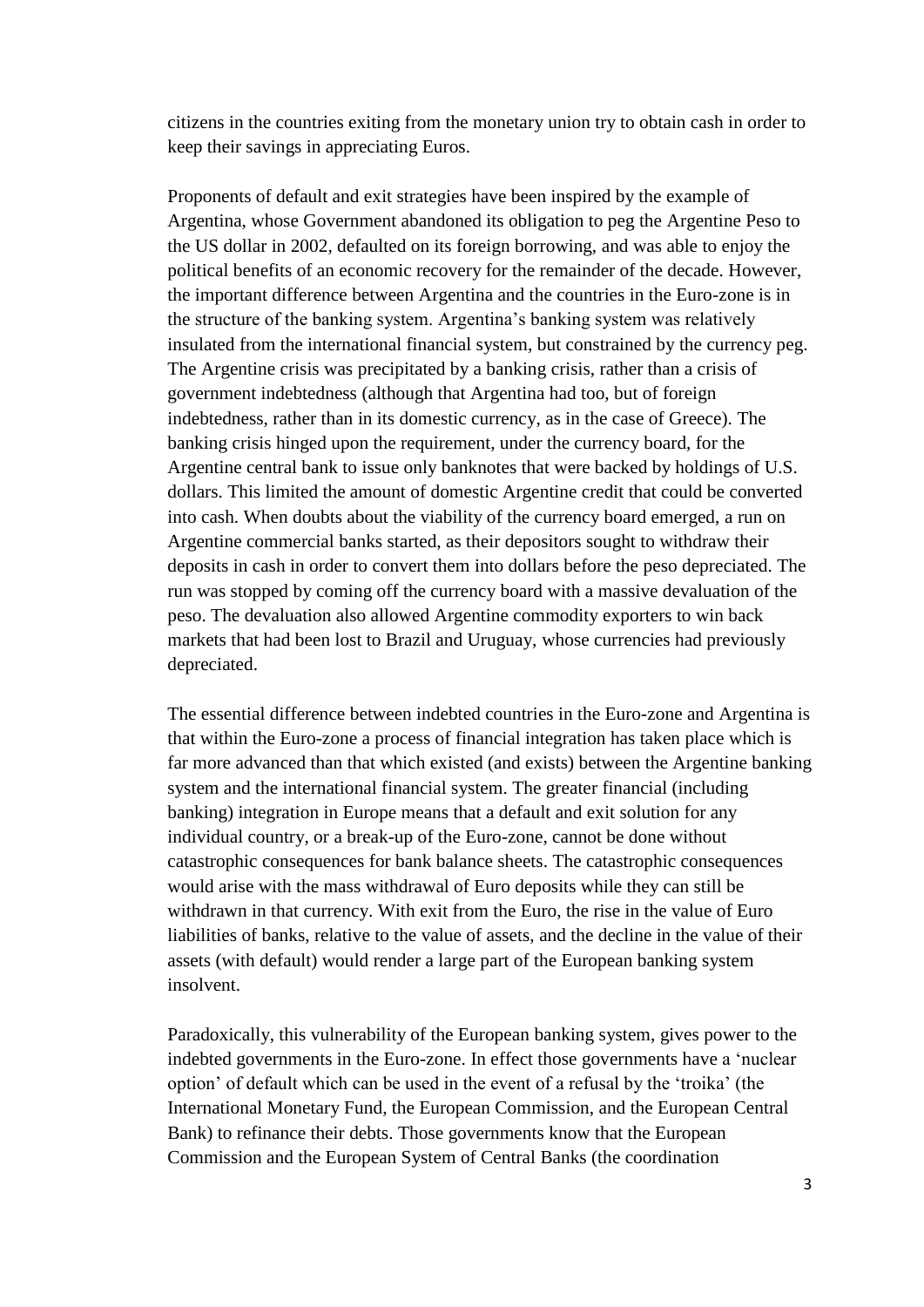citizens in the countries exiting from the monetary union try to obtain cash in order to keep their savings in appreciating Euros.

Proponents of default and exit strategies have been inspired by the example of Argentina, whose Government abandoned its obligation to peg the Argentine Peso to the US dollar in 2002, defaulted on its foreign borrowing, and was able to enjoy the political benefits of an economic recovery for the remainder of the decade. However, the important difference between Argentina and the countries in the Euro-zone is in the structure of the banking system. Argentina's banking system was relatively insulated from the international financial system, but constrained by the currency peg. The Argentine crisis was precipitated by a banking crisis, rather than a crisis of government indebtedness (although that Argentina had too, but of foreign indebtedness, rather than in its domestic currency, as in the case of Greece). The banking crisis hinged upon the requirement, under the currency board, for the Argentine central bank to issue only banknotes that were backed by holdings of U.S. dollars. This limited the amount of domestic Argentine credit that could be converted into cash. When doubts about the viability of the currency board emerged, a run on Argentine commercial banks started, as their depositors sought to withdraw their deposits in cash in order to convert them into dollars before the peso depreciated. The run was stopped by coming off the currency board with a massive devaluation of the peso. The devaluation also allowed Argentine commodity exporters to win back markets that had been lost to Brazil and Uruguay, whose currencies had previously depreciated.

The essential difference between indebted countries in the Euro-zone and Argentina is that within the Euro-zone a process of financial integration has taken place which is far more advanced than that which existed (and exists) between the Argentine banking system and the international financial system. The greater financial (including banking) integration in Europe means that a default and exit solution for any individual country, or a break-up of the Euro-zone, cannot be done without catastrophic consequences for bank balance sheets. The catastrophic consequences would arise with the mass withdrawal of Euro deposits while they can still be withdrawn in that currency. With exit from the Euro, the rise in the value of Euro liabilities of banks, relative to the value of assets, and the decline in the value of their assets (with default) would render a large part of the European banking system insolvent.

Paradoxically, this vulnerability of the European banking system, gives power to the indebted governments in the Euro-zone. In effect those governments have a 'nuclear option' of default which can be used in the event of a refusal by the 'troika' (the International Monetary Fund, the European Commission, and the European Central Bank) to refinance their debts. Those governments know that the European Commission and the European System of Central Banks (the coordination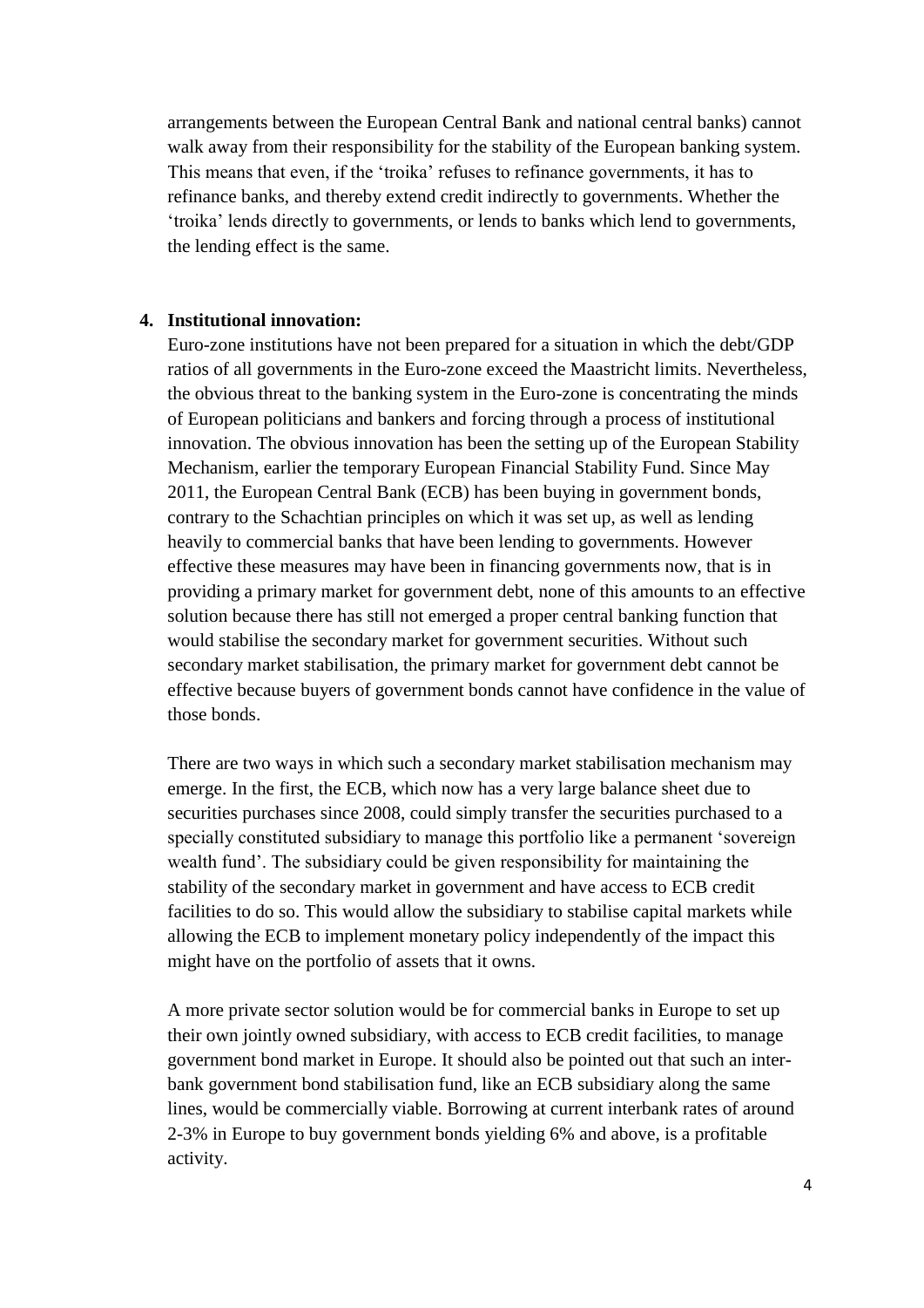arrangements between the European Central Bank and national central banks) cannot walk away from their responsibility for the stability of the European banking system. This means that even, if the 'troika' refuses to refinance governments, it has to refinance banks, and thereby extend credit indirectly to governments. Whether the 'troika' lends directly to governments, or lends to banks which lend to governments, the lending effect is the same.

4. **Institutional innovation:**

Euro-zone institutions have not been prepared for a situation in which the debt/GDP ratios of all governments in the Euro-zone exceed the Maastricht limits. Nevertheless, the obvious threat to the banking system in the Euro-zone is concentrating the minds of European politicians and bankers and forcing through a process of institutional innovation. The obvious innovation has been the setting up of the European Stability Mechanism, earlier the temporary European Financial Stability Fund. Since May 2011, the European Central Bank (ECB) has been buying in government bonds, contrary to the Schachtian principles on which it was set up, as well as lending heavily to commercial banks that have been lending to governments. However effective these measures may have been in financing governments now, that is in providing a primary market for government debt, none of this amounts to an effective solution because there has still not emerged a proper central banking function that would stabilise the secondary market for government securities. Without such secondary market stabilisation, the primary market for government debt cannot be effective because buyers of government bonds cannot have confidence in the value of those bonds.

There are two ways in which such a secondary market stabilisation mechanism may emerge. In the first, the ECB, which now has a very large balance sheet due to securities purchases since 2008, could simply transfer the securities purchased to a specially constituted subsidiary to manage this portfolio like a permanent 'sovereign wealth fund'. The subsidiary could be given responsibility for maintaining the stability of the secondary market in government and have access to ECB credit facilities to do so. This would allow the subsidiary to stabilise capital markets while allowing the ECB to implement monetary policy independently of the impact this might have on the portfolio of assets that it owns.

A more private sector solution would be for commercial banks in Europe to set up their own jointly owned subsidiary, with access to ECB credit facilities, to manage government bond market in Europe. It should also be pointed out that such an inter-bank government bond stabilisation fund, like an ECB subsidiary along the same lines, would be commercially viable. Borrowing at current interbank rates of around 2-3% in Europe to buy government bonds yielding 6% and above, is a profitable activity.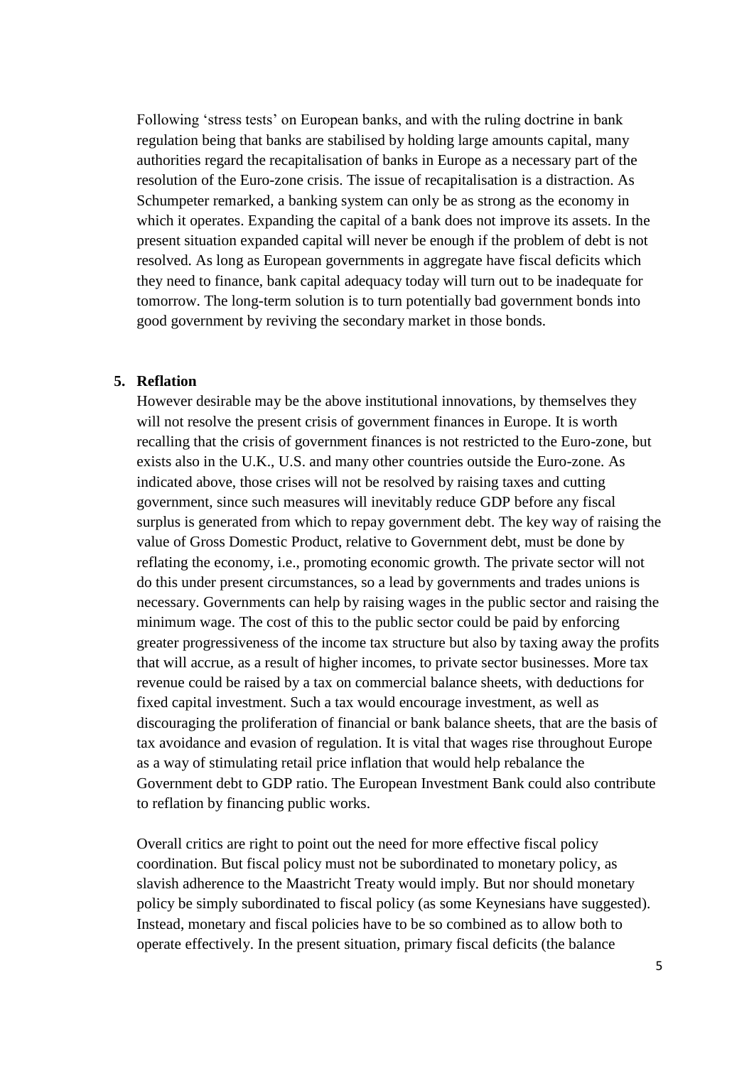Following 'stress tests' on European banks, and with the ruling doctrine in bank regulation being that banks are stabilised by holding large amounts capital, many authorities regard the recapitalisation of banks in Europe as a necessary part of the resolution of the Euro-zone crisis. The issue of recapitalisation is a distraction. As Schumpeter remarked, a banking system can only be as strong as the economy in which it operates. Expanding the capital of a bank does not improve its assets. In the present situation expanded capital will never be enough if the problem of debt is not resolved. As long as European governments in aggregate have fiscal deficits which they need to finance, bank capital adequacy today will turn out to be inadequate for tomorrow. The long-term solution is to turn potentially bad government bonds into good government by reviving the secondary market in those bonds.

## 5. Reflation

However desirable may be the above institutional innovations, by themselves they will not resolve the present crisis of government finances in Europe. It is worth recalling that the crisis of government finances is not restricted to the Euro-zone, but exists also in the U.K., U.S. and many other countries outside the Euro-zone. As indicated above, those crises will not be resolved by raising taxes and cutting government, since such measures will inevitably reduce GDP before any fiscal surplus is generated from which to repay government debt. The key way of raising the value of Gross Domestic Product, relative to Government debt, must be done by reflating the economy, i.e., promoting economic growth. The private sector will not do this under present circumstances, so a lead by governments and trades unions is necessary. Governments can help by raising wages in the public sector and raising the minimum wage. The cost of this to the public sector could be paid by enforcing greater progressiveness of the income tax structure but also by taxing away the profits that will accrue, as a result of higher incomes, to private sector businesses. More tax revenue could be raised by a tax on commercial balance sheets, with deductions for fixed capital investment. Such a tax would encourage investment, as well as discouraging the proliferation of financial or bank balance sheets, that are the basis of tax avoidance and evasion of regulation. It is vital that wages rise throughout Europe as a way of stimulating retail price inflation that would help rebalance the Government debt to GDP ratio. The European Investment Bank could also contribute to reflation by financing public works.

Overall critics are right to point out the need for more effective fiscal policy coordination. But fiscal policy must not be subordinated to monetary policy, as slavish adherence to the Maastricht Treaty would imply. But nor should monetary policy be simply subordinated to fiscal policy (as some Keynesians have suggested). Instead, monetary and fiscal policies have to be so combined as to allow both to operate effectively. In the present situation, primary fiscal deficits (the balance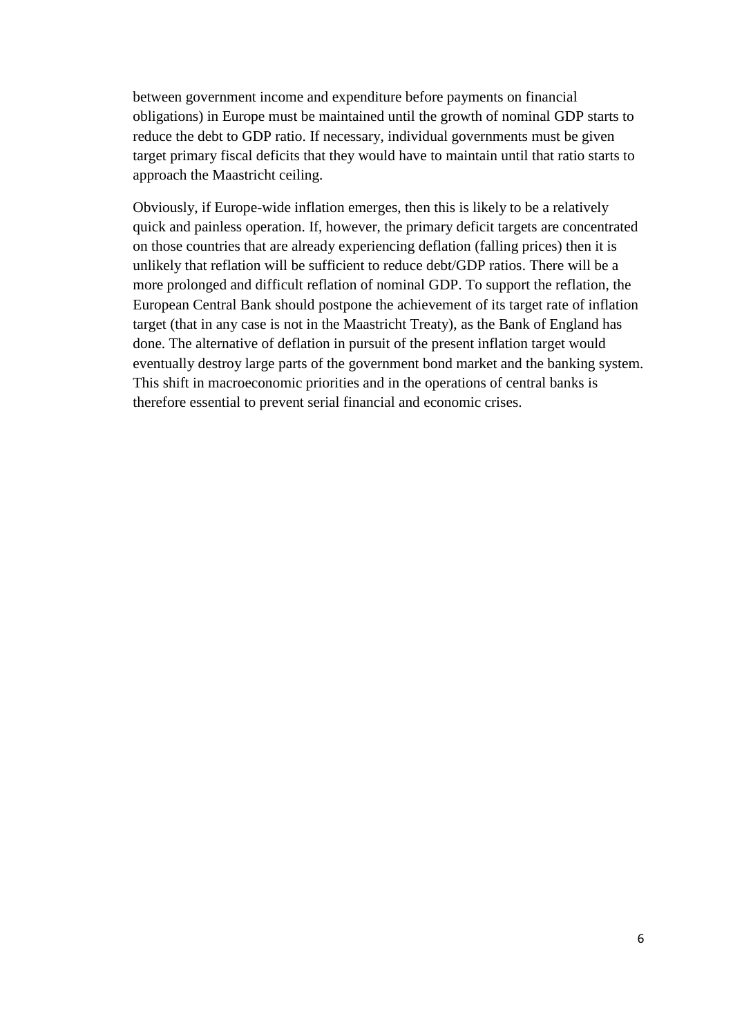between government income and expenditure before payments on financial obligations) in Europe must be maintained until the growth of nominal GDP starts to reduce the debt to GDP ratio. If necessary, individual governments must be given target primary fiscal deficits that they would have to maintain until that ratio starts to approach the Maastricht ceiling.

Obviously, if Europe-wide inflation emerges, then this is likely to be a relatively quick and painless operation. If, however, the primary deficit targets are concentrated on those countries that are already experiencing deflation (falling prices) then it is unlikely that reflation will be sufficient to reduce debt/GDP ratios. There will be a more prolonged and difficult reflation of nominal GDP. To support the reflation, the European Central Bank should postpone the achievement of its target rate of inflation target (that in any case is not in the Maastricht Treaty), as the Bank of England has done. The alternative of deflation in pursuit of the present inflation target would eventually destroy large parts of the government bond market and the banking system. This shift in macroeconomic priorities and in the operations of central banks is therefore essential to prevent serial financial and economic crises.